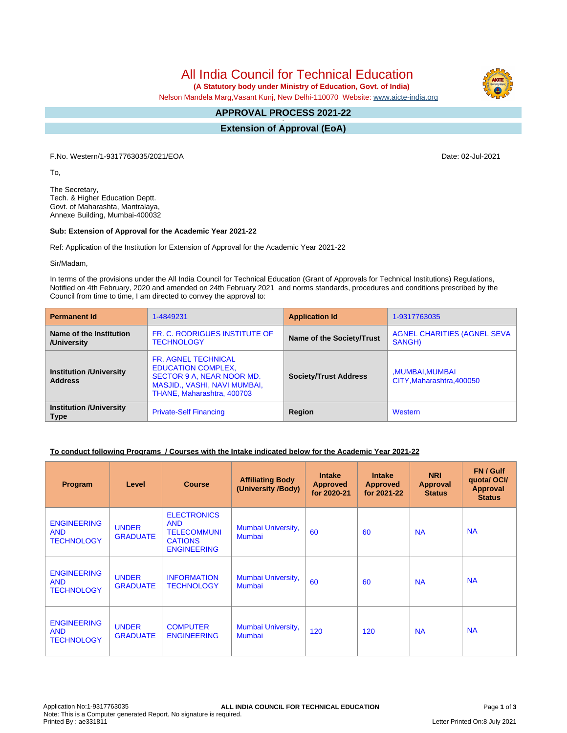# All India Council for Technical Education

**(A Statutory body under Ministry of Education, Govt. of India)**

Nelson Mandela Marg,Vasant Kunj, New Delhi-110070 Website: www.aicte-india.org

## APPROVAL PROCESS 2021-22

## Extension of Approval (EoA)

F.No. Western/1-9317763035/2021/EOA

Date: 02-Jul-2021

To,

The Secretary,
Tech. & Higher Education Deptt.
Govt. of Maharashtra, Mantralaya,
Annexe Building, Mumbai-400032

**Sub: Extension of Approval for the Academic Year 2021-22**

Ref: Application of the Institution for Extension of Approval for the Academic Year 2021-22

Sir/Madam,

In terms of the provisions under the All India Council for Technical Education (Grant of Approvals for Technical Institutions) Regulations, Notified on 4th February, 2020 and amended on 24th February 2021 and norms standards, procedures and conditions prescribed by the Council from time to time, I am directed to convey the approval to:

| **Permanent Id** | 1-4849231 | **Application Id** | 1-9317763035 |
|---|---|---|---|
| **Name of the Institution /University** | FR. C. RODRIGUES INSTITUTE OF TECHNOLOGY | **Name of the Society/Trust** | AGNEL CHARITIES (AGNEL SEVA SANGH) |
| **Institution /University Address** | FR. AGNEL TECHNICAL EDUCATION COMPLEX, SECTOR 9 A, NEAR NOOR MD. MASJID., VASHI, NAVI MUMBAI, THANE, Maharashtra, 400703 | **Society/Trust Address** | ,MUMBAI,MUMBAI CITY,Maharashtra,400050 |
| **Institution /University Type** | Private-Self Financing | **Region** | Western |

**To conduct following Programs / Courses with the Intake indicated below for the Academic Year 2021-22**

| Program | Level | Course | Affiliating Body (University /Body) | Intake Approved for 2020-21 | Intake Approved for 2021-22 | NRI Approval Status | FN / Gulf quota/ OCI/ Approval Status |
|---|---|---|---|---|---|---|---|
| ENGINEERING AND TECHNOLOGY | UNDER GRADUATE | ELECTRONICS AND TELECOMMUNICATIONS ENGINEERING | Mumbai University, Mumbai | 60 | 60 | NA | NA |
| ENGINEERING AND TECHNOLOGY | UNDER GRADUATE | INFORMATION TECHNOLOGY | Mumbai University, Mumbai | 60 | 60 | NA | NA |
| ENGINEERING AND TECHNOLOGY | UNDER GRADUATE | COMPUTER ENGINEERING | Mumbai University, Mumbai | 120 | 120 | NA | NA |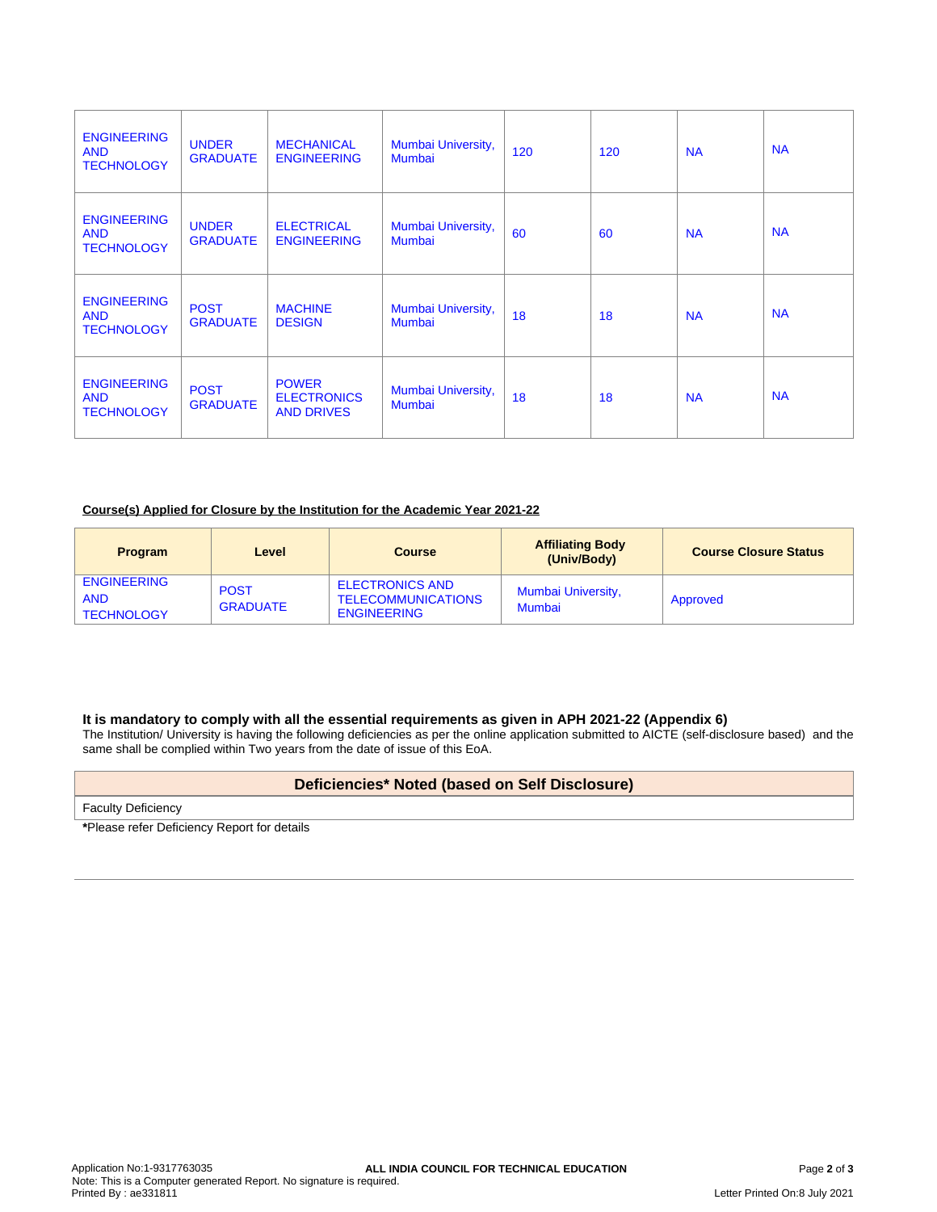| | | | | | | | |
|---|---|---|---|---|---|---|---|
| ENGINEERING AND TECHNOLOGY | UNDER GRADUATE | MECHANICAL ENGINEERING | Mumbai University, Mumbai | 120 | 120 | NA | NA |
| ENGINEERING AND TECHNOLOGY | UNDER GRADUATE | ELECTRICAL ENGINEERING | Mumbai University, Mumbai | 60 | 60 | NA | NA |
| ENGINEERING AND TECHNOLOGY | POST GRADUATE | MACHINE DESIGN | Mumbai University, Mumbai | 18 | 18 | NA | NA |
| ENGINEERING AND TECHNOLOGY | POST GRADUATE | POWER ELECTRONICS AND DRIVES | Mumbai University, Mumbai | 18 | 18 | NA | NA |

**Course(s) Applied for Closure by the Institution for the Academic Year 2021-22**

| Program | Level | Course | Affiliating Body (Univ/Body) | Course Closure Status |
|---|---|---|---|---|
| ENGINEERING AND TECHNOLOGY | POST GRADUATE | ELECTRONICS AND TELECOMMUNICATIONS ENGINEERING | Mumbai University, Mumbai | Approved |

**It is mandatory to comply with all the essential requirements as given in APH 2021-22 (Appendix 6)**

The Institution/ University is having the following deficiencies as per the online application submitted to AICTE (self-disclosure based) and the same shall be complied within Two years from the date of issue of this EoA.

| Deficiencies* Noted (based on Self Disclosure) |
|---|
| Faculty Deficiency |

**\***Please refer Deficiency Report for details

Application No:1-9317763035
Note: This is a Computer generated Report. No signature is required.
Printed By : ae331811

ALL INDIA COUNCIL FOR TECHNICAL EDUCATION

Letter Printed On:8 July 2021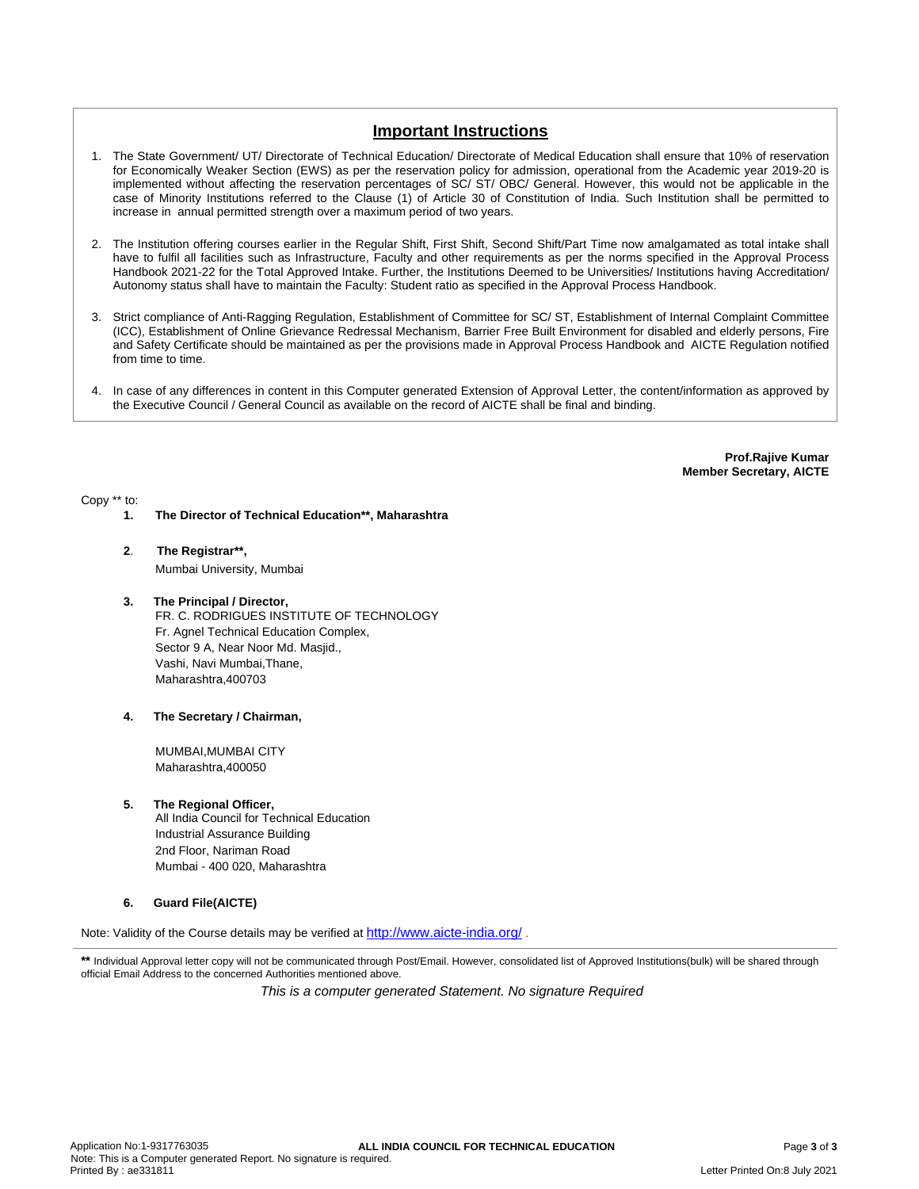## Important Instructions

1. The State Government/ UT/ Directorate of Technical Education/ Directorate of Medical Education shall ensure that 10% of reservation for Economically Weaker Section (EWS) as per the reservation policy for admission, operational from the Academic year 2019-20 is implemented without affecting the reservation percentages of SC/ ST/ OBC/ General. However, this would not be applicable in the case of Minority Institutions referred to the Clause (1) of Article 30 of Constitution of India. Such Institution shall be permitted to increase in annual permitted strength over a maximum period of two years.

2. The Institution offering courses earlier in the Regular Shift, First Shift, Second Shift/Part Time now amalgamated as total intake shall have to fulfil all facilities such as Infrastructure, Faculty and other requirements as per the norms specified in the Approval Process Handbook 2021-22 for the Total Approved Intake. Further, the Institutions Deemed to be Universities/ Institutions having Accreditation/ Autonomy status shall have to maintain the Faculty: Student ratio as specified in the Approval Process Handbook.

3. Strict compliance of Anti-Ragging Regulation, Establishment of Committee for SC/ ST, Establishment of Internal Complaint Committee (ICC), Establishment of Online Grievance Redressal Mechanism, Barrier Free Built Environment for disabled and elderly persons, Fire and Safety Certificate should be maintained as per the provisions made in Approval Process Handbook and AICTE Regulation notified from time to time.

4. In case of any differences in content in this Computer generated Extension of Approval Letter, the content/information as approved by the Executive Council / General Council as available on the record of AICTE shall be final and binding.

**Prof.Rajive Kumar**
**Member Secretary, AICTE**

Copy ** to:

1. **The Director of Technical Education**, Maharashtra**

2. **The Registrar**,**
   Mumbai University, Mumbai

3. **The Principal / Director,**
   FR. C. RODRIGUES INSTITUTE OF TECHNOLOGY
   Fr. Agnel Technical Education Complex,
   Sector 9 A, Near Noor Md. Masjid.,
   Vashi, Navi Mumbai,Thane,
   Maharashtra,400703

4. **The Secretary / Chairman,**

   MUMBAI,MUMBAI CITY
   Maharashtra,400050

5. **The Regional Officer,**
   All India Council for Technical Education
   Industrial Assurance Building
   2nd Floor, Nariman Road
   Mumbai - 400 020, Maharashtra

6. **Guard File(AICTE)**

Note: Validity of the Course details may be verified at http://www.aicte-india.org/ .

**\*\*** Individual Approval letter copy will not be communicated through Post/Email. However, consolidated list of Approved Institutions(bulk) will be shared through official Email Address to the concerned Authorities mentioned above.

*This is a computer generated Statement. No signature Required*

Application No:1-9317763035
Note: This is a Computer generated Report. No signature is required.
Printed By : ae331811

Letter Printed On:8 July 2021